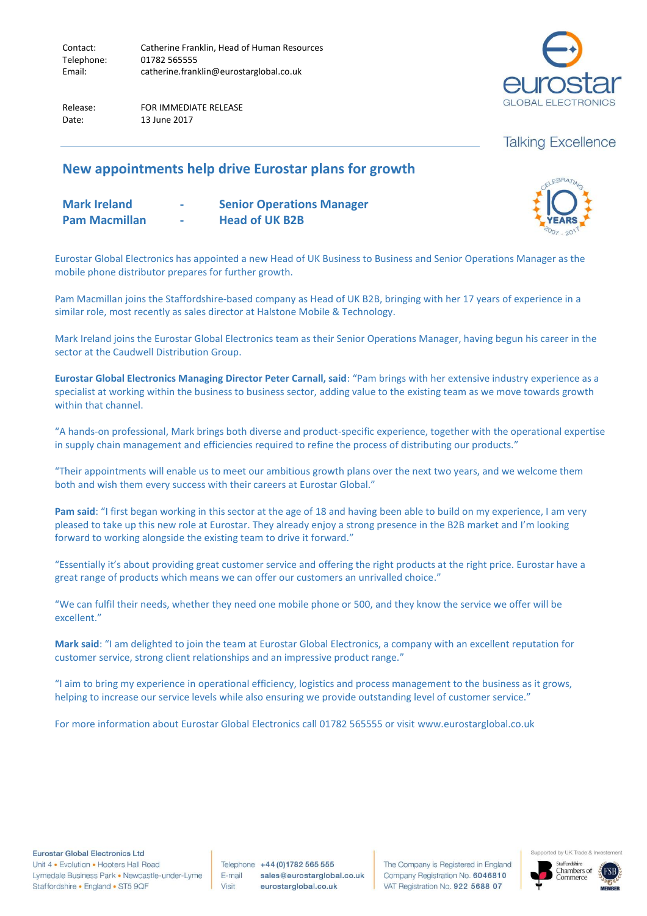| | |
|---|---|
| Contact: | Catherine Franklin, Head of Human Resources |
| Telephone: | 01782 565555 |
| Email: | catherine.franklin@eurostarglobal.co.uk |

| | |
|---|---|
| Release: | FOR IMMEDIATE RELEASE |
| Date: | 13 June 2017 |

eurostar GLOBAL ELECTRONICS

Talking Excellence

## New appointments help drive Eurostar plans for growth

**Mark Ireland - Senior Operations Manager**
**Pam Macmillan - Head of UK B2B**

CELEBRATING 10 YEARS 2007 - 2017

Eurostar Global Electronics has appointed a new Head of UK Business to Business and Senior Operations Manager as the mobile phone distributor prepares for further growth.

Pam Macmillan joins the Staffordshire-based company as Head of UK B2B, bringing with her 17 years of experience in a similar role, most recently as sales director at Halstone Mobile & Technology.

Mark Ireland joins the Eurostar Global Electronics team as their Senior Operations Manager, having begun his career in the sector at the Caudwell Distribution Group.

**Eurostar Global Electronics Managing Director Peter Carnall, said**: "Pam brings with her extensive industry experience as a specialist at working within the business to business sector, adding value to the existing team as we move towards growth within that channel.

"A hands-on professional, Mark brings both diverse and product-specific experience, together with the operational expertise in supply chain management and efficiencies required to refine the process of distributing our products."

"Their appointments will enable us to meet our ambitious growth plans over the next two years, and we welcome them both and wish them every success with their careers at Eurostar Global."

**Pam said**: "I first began working in this sector at the age of 18 and having been able to build on my experience, I am very pleased to take up this new role at Eurostar. They already enjoy a strong presence in the B2B market and I'm looking forward to working alongside the existing team to drive it forward."

"Essentially it's about providing great customer service and offering the right products at the right price. Eurostar have a great range of products which means we can offer our customers an unrivalled choice."

"We can fulfil their needs, whether they need one mobile phone or 500, and they know the service we offer will be excellent."

**Mark said**: "I am delighted to join the team at Eurostar Global Electronics, a company with an excellent reputation for customer service, strong client relationships and an impressive product range."

"I aim to bring my experience in operational efficiency, logistics and process management to the business as it grows, helping to increase our service levels while also ensuring we provide outstanding level of customer service."

For more information about Eurostar Global Electronics call 01782 565555 or visit www.eurostarglobal.co.uk

**Eurostar Global Electronics Ltd**
Unit 4 • Evolution • Hooters Hall Road
Lymedale Business Park • Newcastle-under-Lyme
Staffordshire • England • ST5 9QF

Telephone **+44 (0)1782 565 555**
E-mail **sales@eurostarglobal.co.uk**
Visit **eurostarglobal.co.uk**

The Company is Registered in England
Company Registration No. **6046810**
VAT Registration No. **922 5688 07**

Supported by UK Trade & Investment
Staffordshire Chambers of Commerce
FSB MEMBER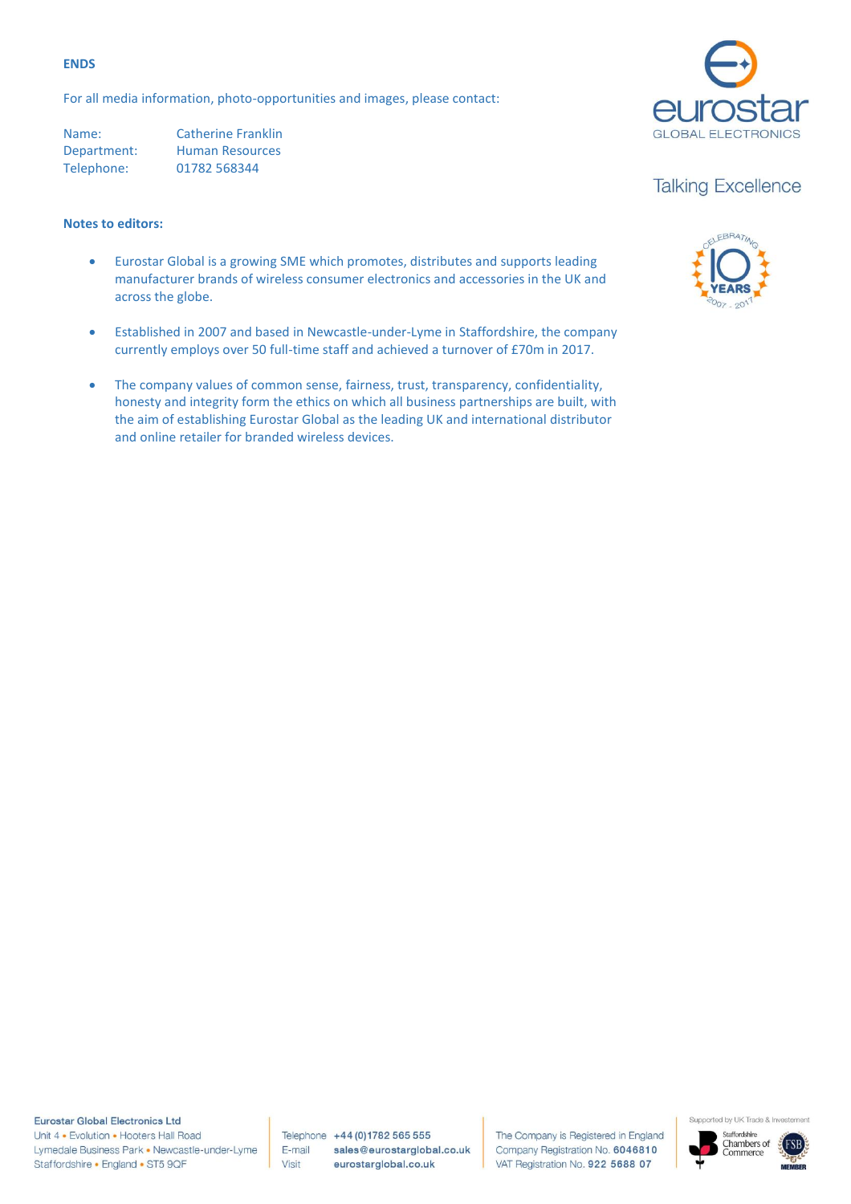**ENDS**

For all media information, photo-opportunities and images, please contact:

| | |
|---|---|
| Name: | Catherine Franklin |
| Department: | Human Resources |
| Telephone: | 01782 568344 |

**Notes to editors:**

- Eurostar Global is a growing SME which promotes, distributes and supports leading manufacturer brands of wireless consumer electronics and accessories in the UK and across the globe.

- Established in 2007 and based in Newcastle-under-Lyme in Staffordshire, the company currently employs over 50 full-time staff and achieved a turnover of £70m in 2017.

- The company values of common sense, fairness, trust, transparency, confidentiality, honesty and integrity form the ethics on which all business partnerships are built, with the aim of establishing Eurostar Global as the leading UK and international distributor and online retailer for branded wireless devices.

**Eurostar Global Electronics Ltd**
Unit 4 • Evolution • Hooters Hall Road
Lymedale Business Park • Newcastle-under-Lyme
Staffordshire • England • ST5 9QF

Telephone +44 (0)1782 565 555
E-mail sales@eurostarglobal.co.uk
Visit eurostarglobal.co.uk

The Company is Registered in England
Company Registration No. 6046810
VAT Registration No. 922 5688 07